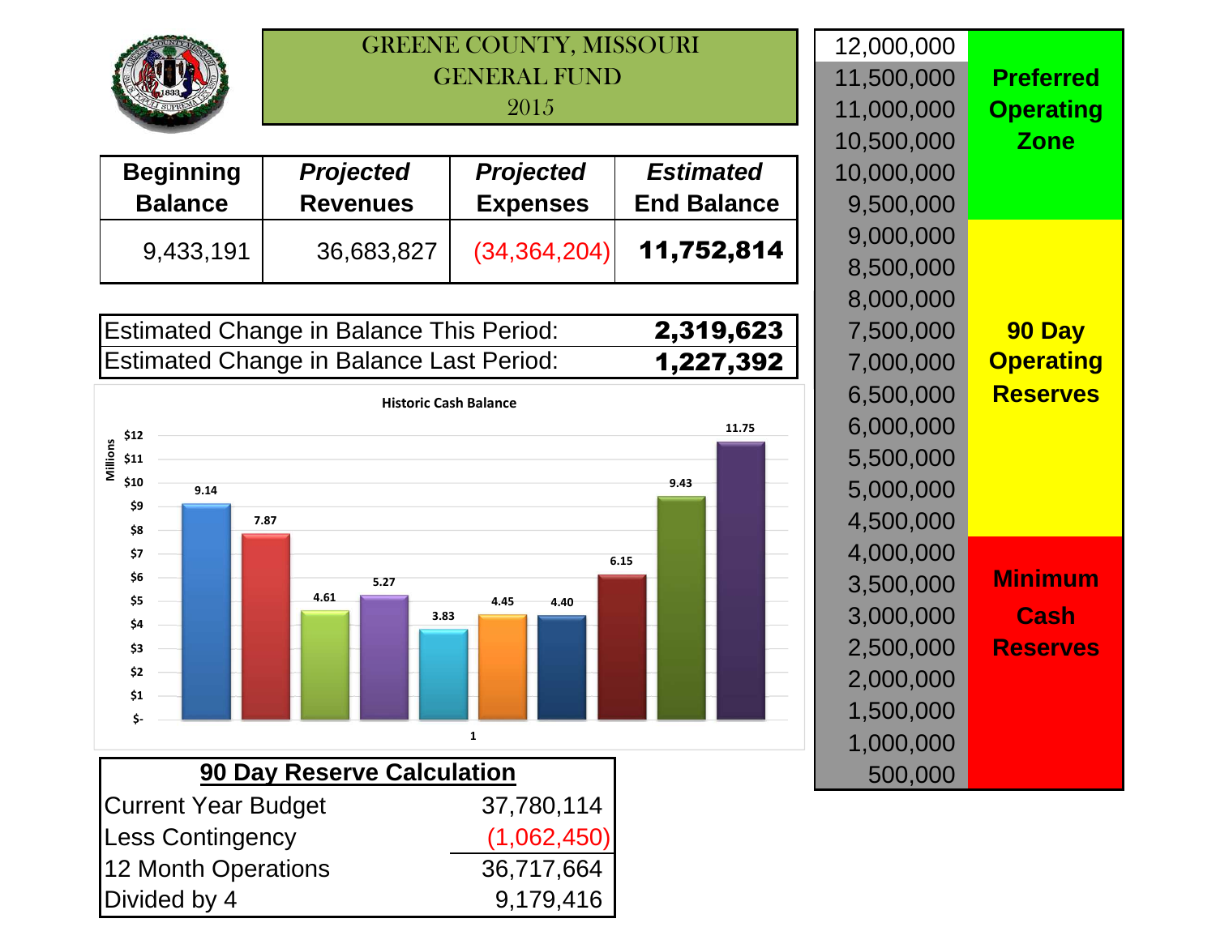# GREENE COUNTY, MISSOURI
## GENERAL FUND
## 2015

| Beginning Balance | *Projected* Revenues | *Projected* Expenses | *Estimated* End Balance |
|---|---|---|---|
| 9,433,191 | 36,683,827 | (34,364,204) | **11,752,814** |

| | |
|---|---|
| Estimated Change in Balance This Period: | **2,319,623** |
| Estimated Change in Balance Last Period: | **1,227,392** |

**Historic Cash Balance**

Millions

| | | | | | | | | | |
|---|---|---|---|---|---|---|---|---|---|
| 9.14 | 7.87 | 4.61 | 5.27 | 3.83 | 4.45 | 4.40 | 6.15 | 9.43 | 11.75 |

| Balance | Zone |
|---|---|
| 12,000,000 | |
| 11,500,000 – 9,500,000 | **Preferred Operating Zone** |
| 9,000,000 – 4,500,000 | **90 Day Operating Reserves** |
| 4,000,000 – 500,000 | **Minimum Cash Reserves** |

| **90 Day Reserve Calculation** | |
|---|---|
| Current Year Budget | 37,780,114 |
| Less Contingency | (1,062,450) |
| 12 Month Operations | 36,717,664 |
| Divided by 4 | 9,179,416 |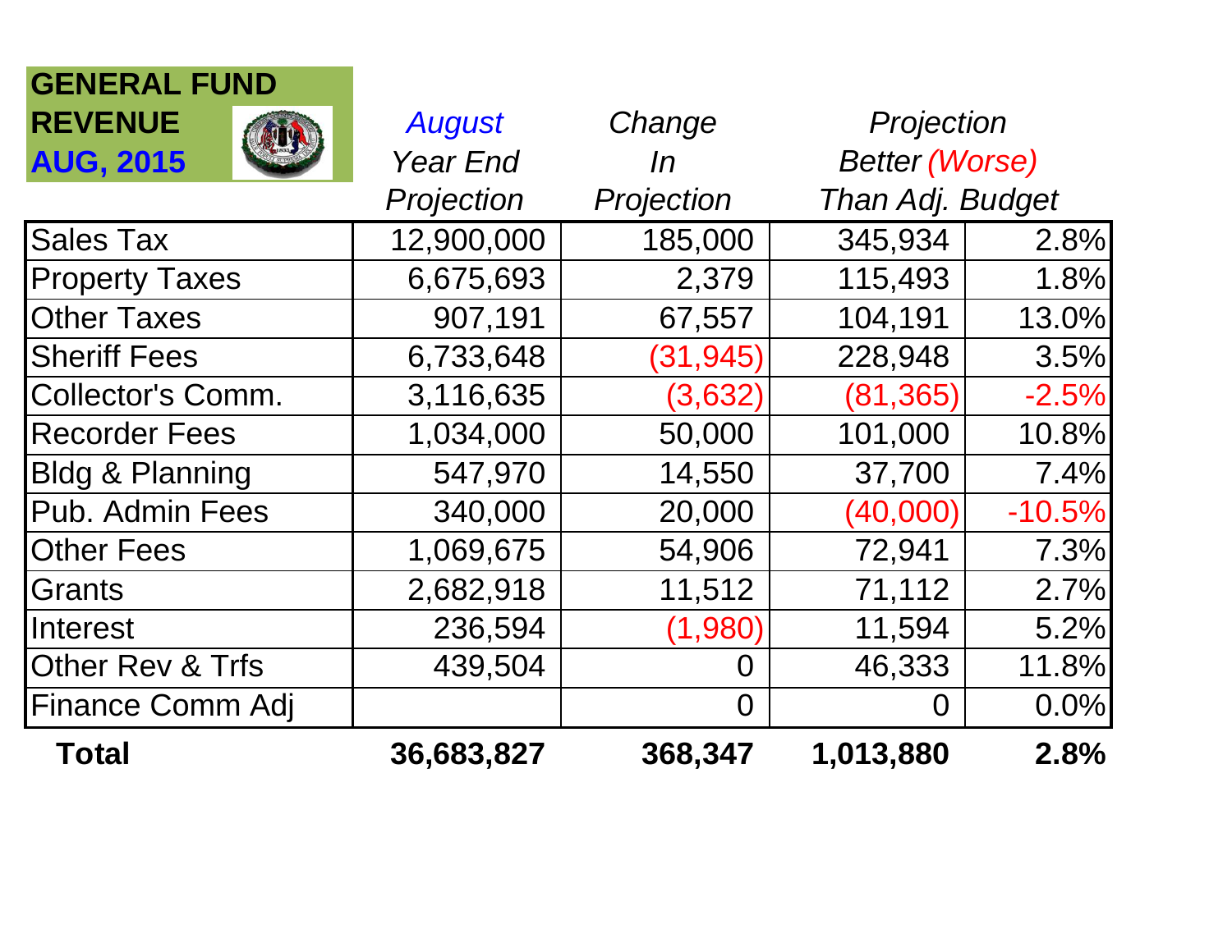# GENERAL FUND REVENUE AUG, 2015

| | *August Year End Projection* | *Change In Projection* | *Projection Better (Worse) Than Adj. Budget* | |
|---|---|---|---|---|
| Sales Tax | 12,900,000 | 185,000 | 345,934 | 2.8% |
| Property Taxes | 6,675,693 | 2,379 | 115,493 | 1.8% |
| Other Taxes | 907,191 | 67,557 | 104,191 | 13.0% |
| Sheriff Fees | 6,733,648 | (31,945) | 228,948 | 3.5% |
| Collector's Comm. | 3,116,635 | (3,632) | (81,365) | -2.5% |
| Recorder Fees | 1,034,000 | 50,000 | 101,000 | 10.8% |
| Bldg & Planning | 547,970 | 14,550 | 37,700 | 7.4% |
| Pub. Admin Fees | 340,000 | 20,000 | (40,000) | -10.5% |
| Other Fees | 1,069,675 | 54,906 | 72,941 | 7.3% |
| Grants | 2,682,918 | 11,512 | 71,112 | 2.7% |
| Interest | 236,594 | (1,980) | 11,594 | 5.2% |
| Other Rev & Trfs | 439,504 | 0 | 46,333 | 11.8% |
| Finance Comm Adj | | 0 | 0 | 0.0% |
| **Total** | **36,683,827** | **368,347** | **1,013,880** | **2.8%** |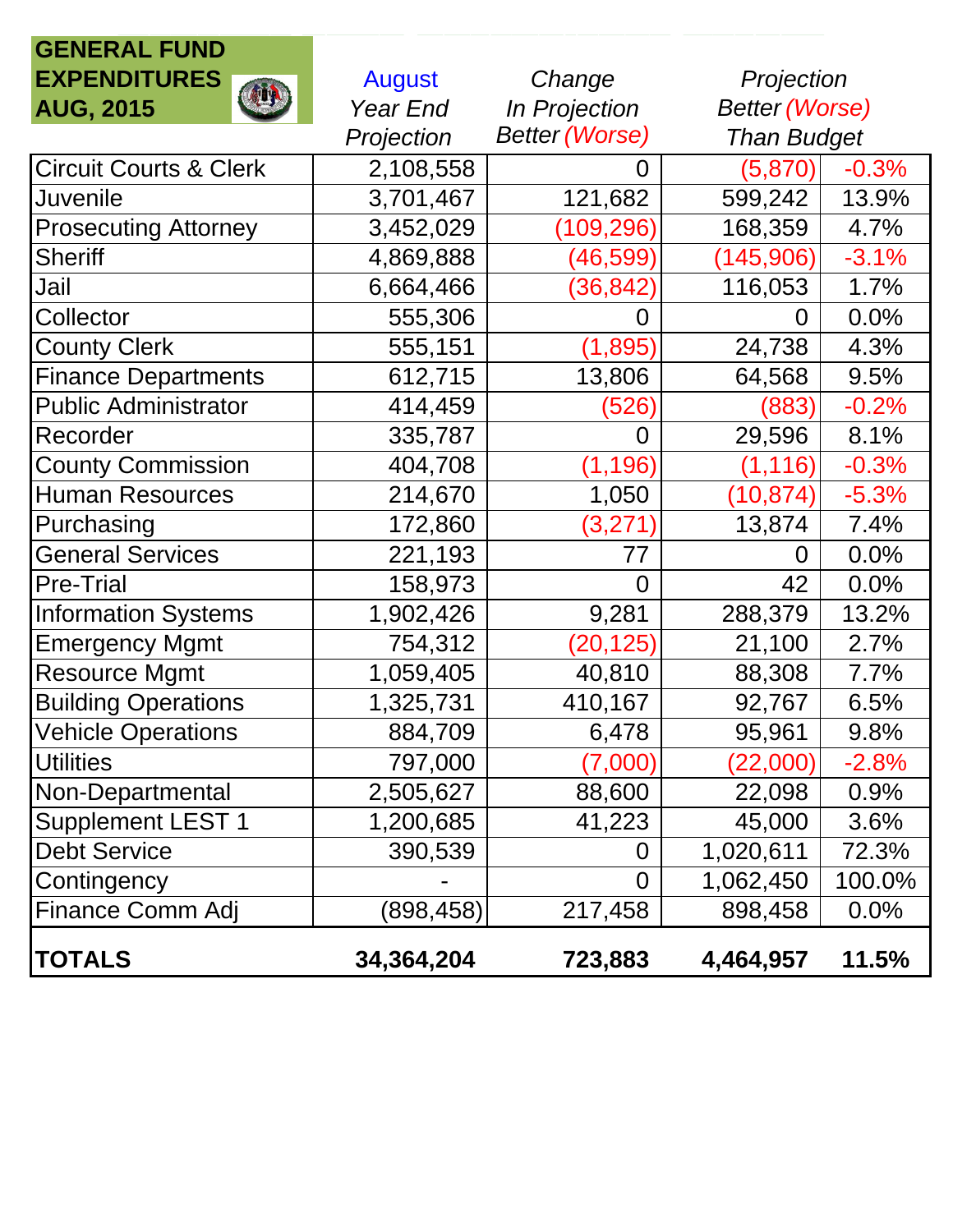| GENERAL FUND EXPENDITURES AUG, 2015 | August Year End Projection | Change In Projection Better (Worse) | Projection Better (Worse) Than Budget | |
|---|---|---|---|---|
| Circuit Courts & Clerk | 2,108,558 | 0 | (5,870) | -0.3% |
| Juvenile | 3,701,467 | 121,682 | 599,242 | 13.9% |
| Prosecuting Attorney | 3,452,029 | (109,296) | 168,359 | 4.7% |
| Sheriff | 4,869,888 | (46,599) | (145,906) | -3.1% |
| Jail | 6,664,466 | (36,842) | 116,053 | 1.7% |
| Collector | 555,306 | 0 | 0 | 0.0% |
| County Clerk | 555,151 | (1,895) | 24,738 | 4.3% |
| Finance Departments | 612,715 | 13,806 | 64,568 | 9.5% |
| Public Administrator | 414,459 | (526) | (883) | -0.2% |
| Recorder | 335,787 | 0 | 29,596 | 8.1% |
| County Commission | 404,708 | (1,196) | (1,116) | -0.3% |
| Human Resources | 214,670 | 1,050 | (10,874) | -5.3% |
| Purchasing | 172,860 | (3,271) | 13,874 | 7.4% |
| General Services | 221,193 | 77 | 0 | 0.0% |
| Pre-Trial | 158,973 | 0 | 42 | 0.0% |
| Information Systems | 1,902,426 | 9,281 | 288,379 | 13.2% |
| Emergency Mgmt | 754,312 | (20,125) | 21,100 | 2.7% |
| Resource Mgmt | 1,059,405 | 40,810 | 88,308 | 7.7% |
| Building Operations | 1,325,731 | 410,167 | 92,767 | 6.5% |
| Vehicle Operations | 884,709 | 6,478 | 95,961 | 9.8% |
| Utilities | 797,000 | (7,000) | (22,000) | -2.8% |
| Non-Departmental | 2,505,627 | 88,600 | 22,098 | 0.9% |
| Supplement LEST 1 | 1,200,685 | 41,223 | 45,000 | 3.6% |
| Debt Service | 390,539 | 0 | 1,020,611 | 72.3% |
| Contingency | - | 0 | 1,062,450 | 100.0% |
| Finance Comm Adj | (898,458) | 217,458 | 898,458 | 0.0% |
| **TOTALS** | **34,364,204** | **723,883** | **4,464,957** | **11.5%** |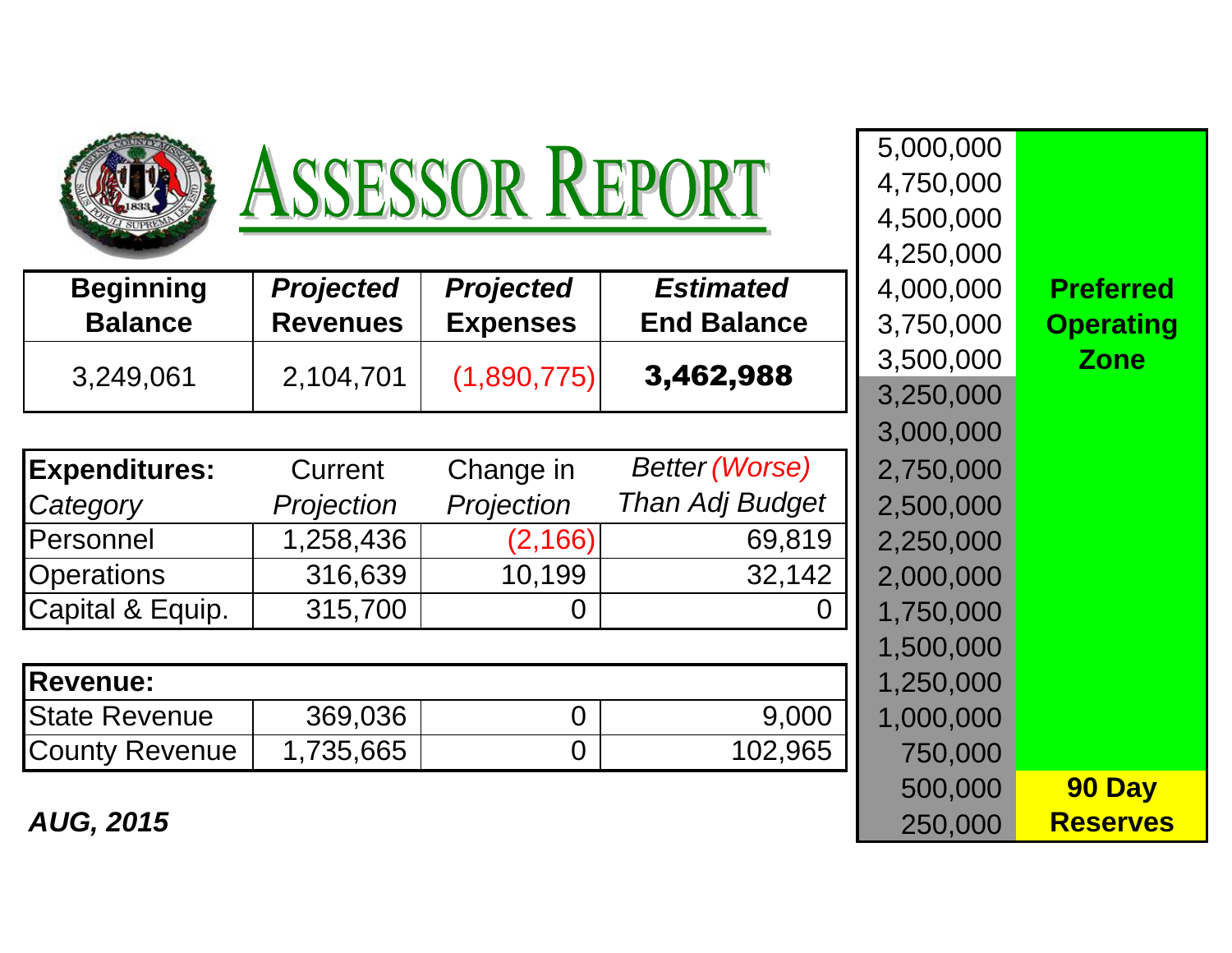# ASSESSOR REPORT

| Beginning Balance | *Projected* Revenues | *Projected* Expenses | *Estimated* End Balance |
|---|---|---|---|
| 3,249,061 | 2,104,701 | (1,890,775) | **3,462,988** |

| **Expenditures:** *Category* | Current *Projection* | Change in *Projection* | *Better (Worse) Than Adj Budget* |
|---|---|---|---|
| Personnel | 1,258,436 | (2,166) | 69,819 |
| Operations | 316,639 | 10,199 | 32,142 |
| Capital & Equip. | 315,700 | 0 | 0 |

| **Revenue:** | | | |
|---|---|---|---|
| State Revenue | 369,036 | 0 | 9,000 |
| County Revenue | 1,735,665 | 0 | 102,965 |

***AUG, 2015***

| | |
|---|---|
| 5,000,000 | **Preferred Operating Zone** |
| 4,750,000 | |
| 4,500,000 | |
| 4,250,000 | |
| 4,000,000 | |
| 3,750,000 | |
| 3,500,000 | |
| 3,250,000 | |
| 3,000,000 | |
| 2,750,000 | |
| 2,500,000 | |
| 2,250,000 | |
| 2,000,000 | |
| 1,750,000 | |
| 1,500,000 | |
| 1,250,000 | |
| 1,000,000 | |
| 750,000 | |
| 500,000 | **90 Day Reserves** |
| 250,000 | |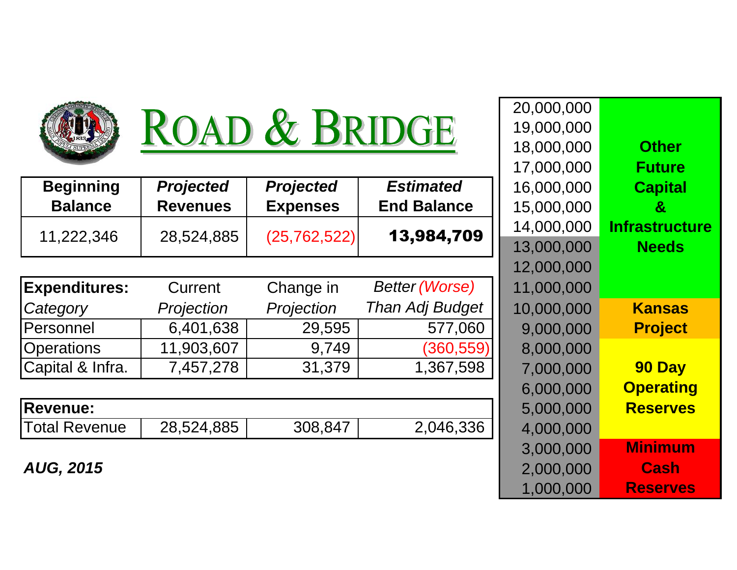# ROAD & BRIDGE

| Beginning Balance | *Projected* Revenues | *Projected* Expenses | *Estimated* End Balance |
|---|---|---|---|
| 11,222,346 | 28,524,885 | (25,762,522) | **13,984,709** |

| **Expenditures:** *Category* | Current *Projection* | Change in *Projection* | *Better (Worse) Than Adj Budget* |
|---|---|---|---|
| Personnel | 6,401,638 | 29,595 | 577,060 |
| Operations | 11,903,607 | 9,749 | (360,559) |
| Capital & Infra. | 7,457,278 | 31,379 | 1,367,598 |

| **Revenue:** | | | |
|---|---|---|---|
| Total Revenue | 28,524,885 | 308,847 | 2,046,336 |

***AUG, 2015***

20,000,000
19,000,000
18,000,000
17,000,000
16,000,000
15,000,000
14,000,000
13,000,000
12,000,000
11,000,000
10,000,000
9,000,000
8,000,000
7,000,000
6,000,000
5,000,000
4,000,000
3,000,000
2,000,000
1,000,000

**Other Future Capital & Infrastructure Needs**

**Kansas Project**

**90 Day Operating Reserves**

**Minimum Cash Reserves**